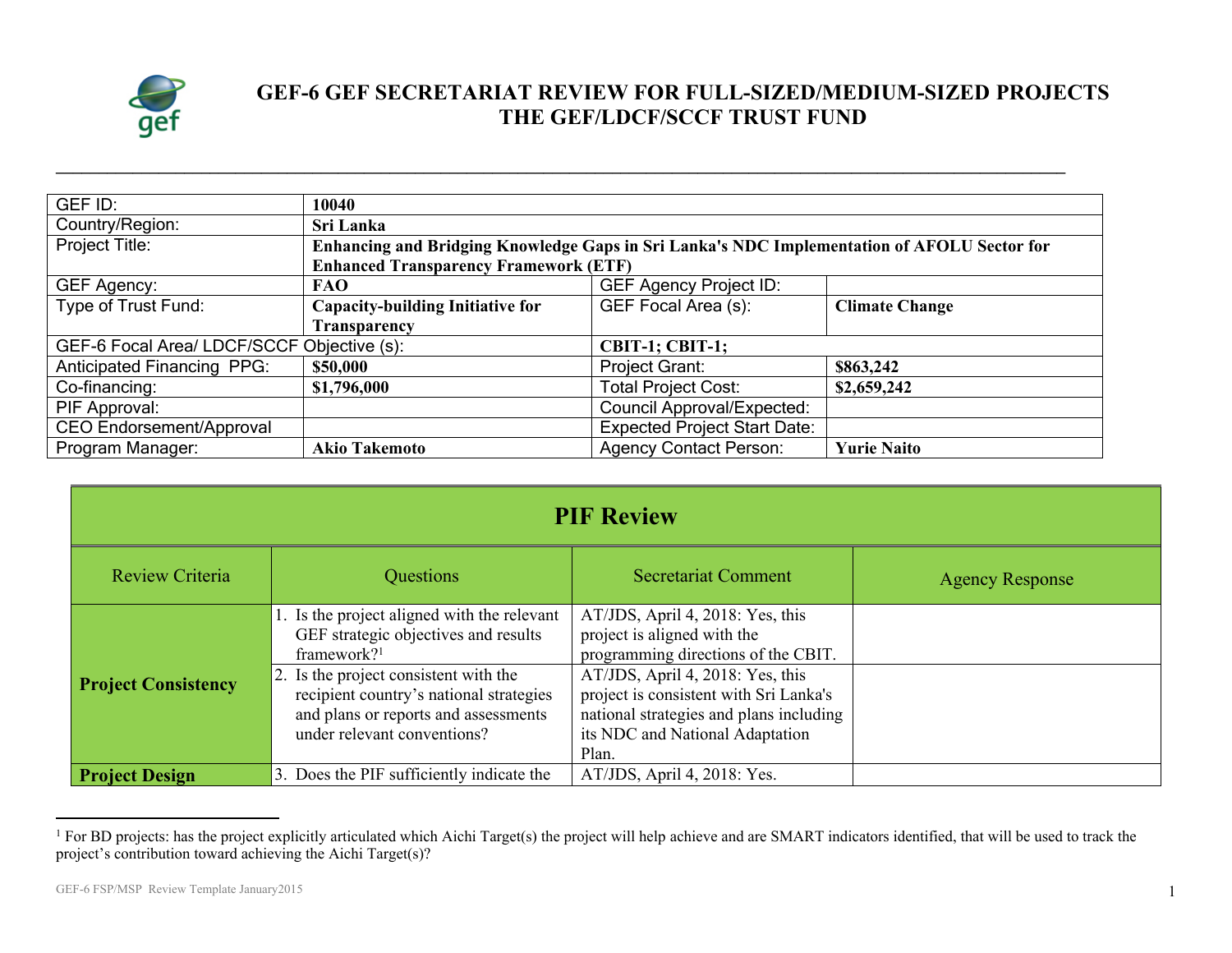# GEF-6 GEF SECRETARIAT REVIEW FOR FULL-SIZED/MEDIUM-SIZED PROJECTS THE GEF/LDCF/SCCF TRUST FUND

| GEF ID: | **10040** | | |
|---|---|---|---|
| Country/Region: | **Sri Lanka** | | |
| Project Title: | **Enhancing and Bridging Knowledge Gaps in Sri Lanka's NDC Implementation of AFOLU Sector for Enhanced Transparency Framework (ETF)** | | |
| GEF Agency: | **FAO** | GEF Agency Project ID: | |
| Type of Trust Fund: | **Capacity-building Initiative for Transparency** | GEF Focal Area (s): | **Climate Change** |
| GEF-6 Focal Area/ LDCF/SCCF Objective (s): | | **CBIT-1; CBIT-1;** | |
| Anticipated Financing PPG: | **$50,000** | Project Grant: | **$863,242** |
| Co-financing: | **$1,796,000** | Total Project Cost: | **$2,659,242** |
| PIF Approval: | | Council Approval/Expected: | |
| CEO Endorsement/Approval | | Expected Project Start Date: | |
| Program Manager: | **Akio Takemoto** | Agency Contact Person: | **Yurie Naito** |

## PIF Review

| Review Criteria | Questions | Secretariat Comment | Agency Response |
|---|---|---|---|
| **Project Consistency** | 1. Is the project aligned with the relevant GEF strategic objectives and results framework?[1] | AT/JDS, April 4, 2018: Yes, this project is aligned with the programming directions of the CBIT. | |
| | 2. Is the project consistent with the recipient country's national strategies and plans or reports and assessments under relevant conventions? | AT/JDS, April 4, 2018: Yes, this project is consistent with Sri Lanka's national strategies and plans including its NDC and National Adaptation Plan. | |
| **Project Design** | 3. Does the PIF sufficiently indicate the | AT/JDS, April 4, 2018: Yes. | |

[1] For BD projects: has the project explicitly articulated which Aichi Target(s) the project will help achieve and are SMART indicators identified, that will be used to track the project's contribution toward achieving the Aichi Target(s)?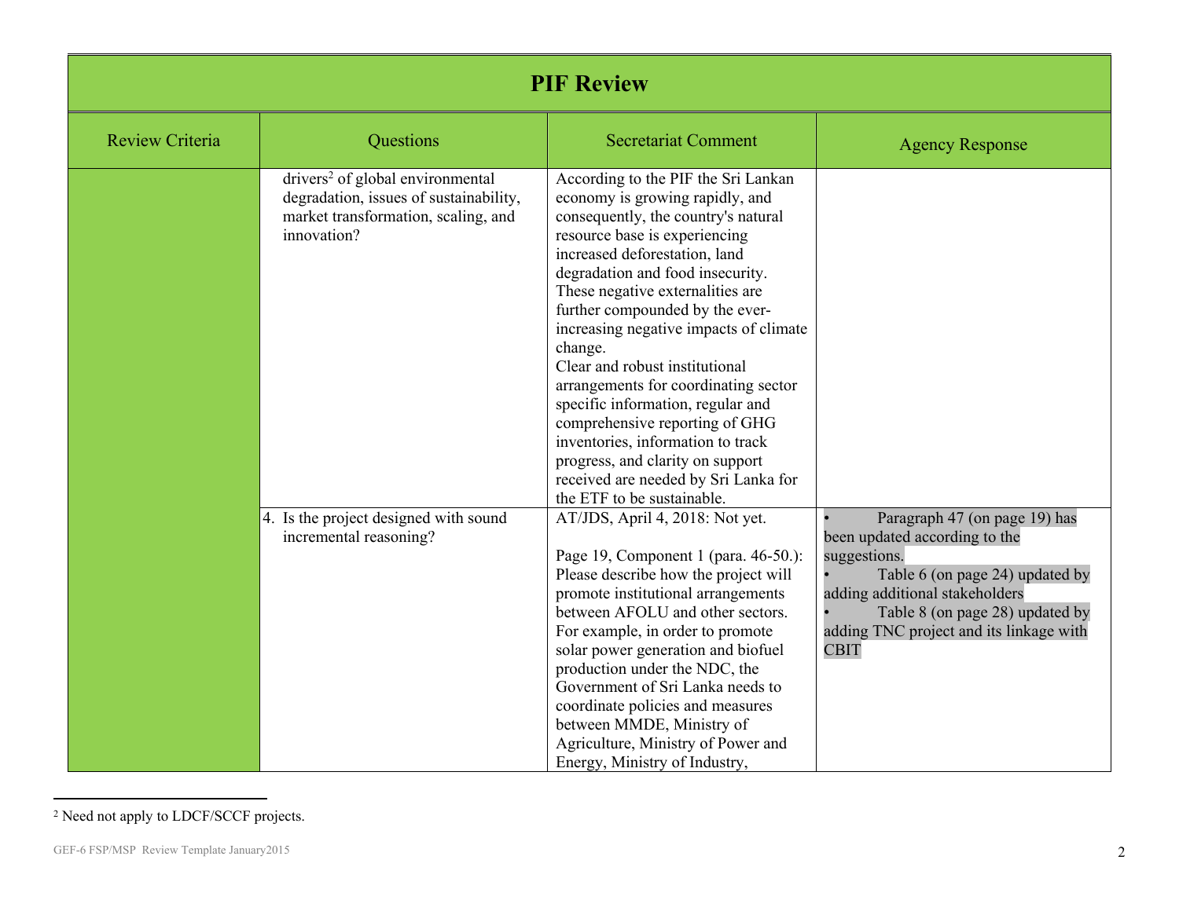# PIF Review

| Review Criteria | Questions | Secretariat Comment | Agency Response |
|---|---|---|---|
| | drivers[2] of global environmental degradation, issues of sustainability, market transformation, scaling, and innovation? | According to the PIF the Sri Lankan economy is growing rapidly, and consequently, the country's natural resource base is experiencing increased deforestation, land degradation and food insecurity. These negative externalities are further compounded by the ever-increasing negative impacts of climate change.<br>Clear and robust institutional arrangements for coordinating sector specific information, regular and comprehensive reporting of GHG inventories, information to track progress, and clarity on support received are needed by Sri Lanka for the ETF to be sustainable. | |
| | 4. Is the project designed with sound incremental reasoning? | AT/JDS, April 4, 2018: Not yet.<br><br>Page 19, Component 1 (para. 46-50.): Please describe how the project will promote institutional arrangements between AFOLU and other sectors. For example, in order to promote solar power generation and biofuel production under the NDC, the Government of Sri Lanka needs to coordinate policies and measures between MMDE, Ministry of Agriculture, Ministry of Power and Energy, Ministry of Industry, | • Paragraph 47 (on page 19) has been updated according to the suggestions.<br>• Table 6 (on page 24) updated by adding additional stakeholders<br>• Table 8 (on page 28) updated by adding TNC project and its linkage with CBIT |

[2] Need not apply to LDCF/SCCF projects.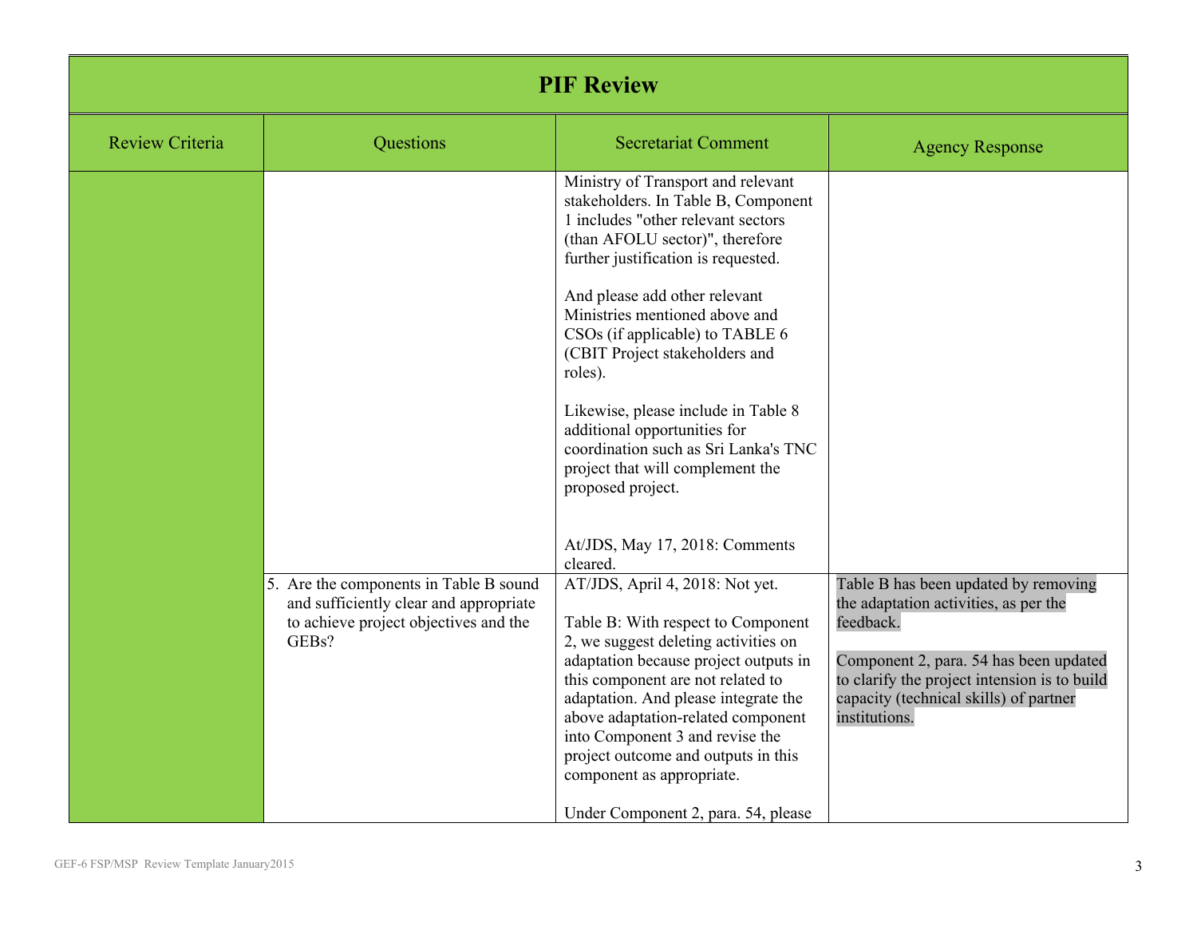# PIF Review

| Review Criteria | Questions | Secretariat Comment | Agency Response |
|---|---|---|---|
| | | Ministry of Transport and relevant stakeholders. In Table B, Component 1 includes "other relevant sectors (than AFOLU sector)", therefore further justification is requested.<br><br>And please add other relevant Ministries mentioned above and CSOs (if applicable) to TABLE 6 (CBIT Project stakeholders and roles).<br><br>Likewise, please include in Table 8 additional opportunities for coordination such as Sri Lanka's TNC project that will complement the proposed project.<br><br>At/JDS, May 17, 2018: Comments cleared. | |
| | 5. Are the components in Table B sound and sufficiently clear and appropriate to achieve project objectives and the GEBs? | AT/JDS, April 4, 2018: Not yet.<br><br>Table B: With respect to Component 2, we suggest deleting activities on adaptation because project outputs in this component are not related to adaptation. And please integrate the above adaptation-related component into Component 3 and revise the project outcome and outputs in this component as appropriate.<br><br>Under Component 2, para. 54, please | Table B has been updated by removing the adaptation activities, as per the feedback.<br><br>Component 2, para. 54 has been updated to clarify the project intension is to build capacity (technical skills) of partner institutions. |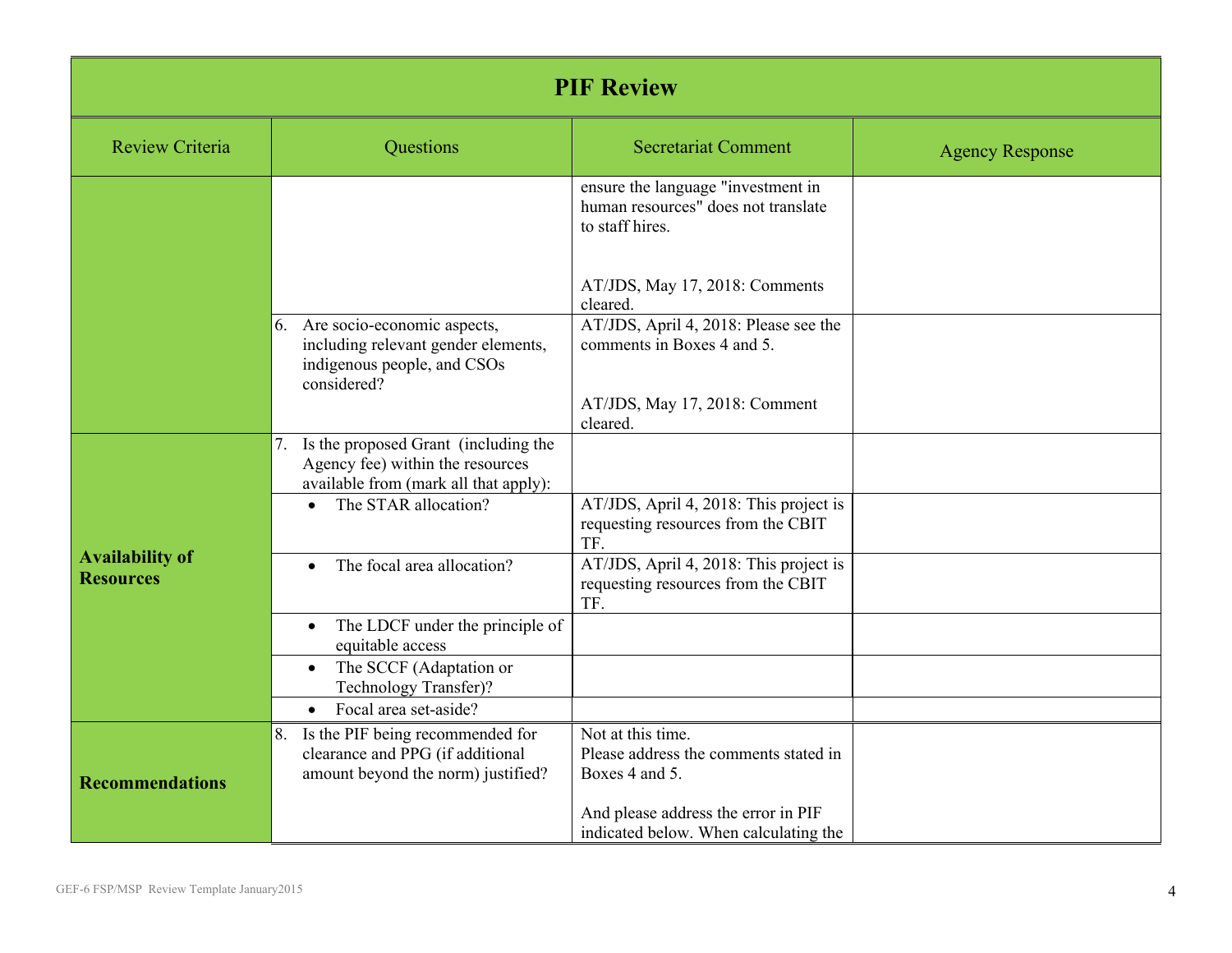# PIF Review

| Review Criteria | Questions | Secretariat Comment | Agency Response |
|---|---|---|---|
| | | ensure the language "investment in human resources" does not translate to staff hires.<br><br>AT/JDS, May 17, 2018: Comments cleared. | |
| | 6. Are socio-economic aspects, including relevant gender elements, indigenous people, and CSOs considered? | AT/JDS, April 4, 2018: Please see the comments in Boxes 4 and 5.<br><br>AT/JDS, May 17, 2018: Comment cleared. | |
| **Availability of Resources** | 7. Is the proposed Grant (including the Agency fee) within the resources available from (mark all that apply): | | |
| | • The STAR allocation? | AT/JDS, April 4, 2018: This project is requesting resources from the CBIT TF. | |
| | • The focal area allocation? | AT/JDS, April 4, 2018: This project is requesting resources from the CBIT TF. | |
| | • The LDCF under the principle of equitable access | | |
| | • The SCCF (Adaptation or Technology Transfer)? | | |
| | • Focal area set-aside? | | |
| **Recommendations** | 8. Is the PIF being recommended for clearance and PPG (if additional amount beyond the norm) justified? | Not at this time.<br>Please address the comments stated in Boxes 4 and 5.<br><br>And please address the error in PIF indicated below. When calculating the | |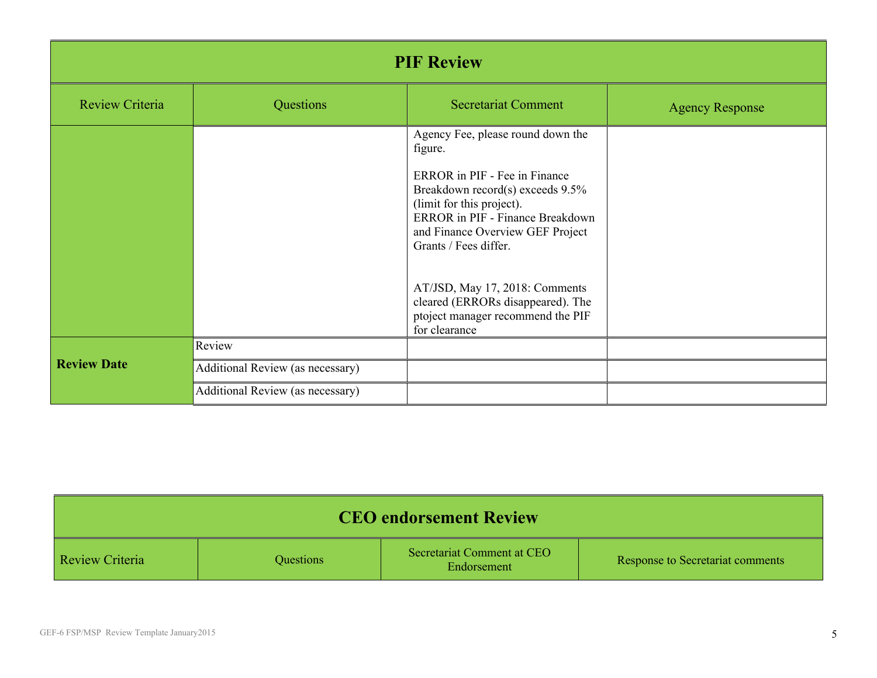| PIF Review | | | |
|---|---|---|---|
| Review Criteria | Questions | Secretariat Comment | Agency Response |
| | | Agency Fee, please round down the figure.<br><br>ERROR in PIF - Fee in Finance Breakdown record(s) exceeds 9.5% (limit for this project).<br>ERROR in PIF - Finance Breakdown and Finance Overview GEF Project Grants / Fees differ.<br><br>AT/JSD, May 17, 2018: Comments cleared (ERRORs disappeared). The ptoject manager recommend the PIF for clearance | |
| **Review Date** | Review | | |
| | Additional Review (as necessary) | | |
| | Additional Review (as necessary) | | |

| CEO endorsement Review | | | |
|---|---|---|---|
| Review Criteria | Questions | Secretariat Comment at CEO Endorsement | Response to Secretariat comments |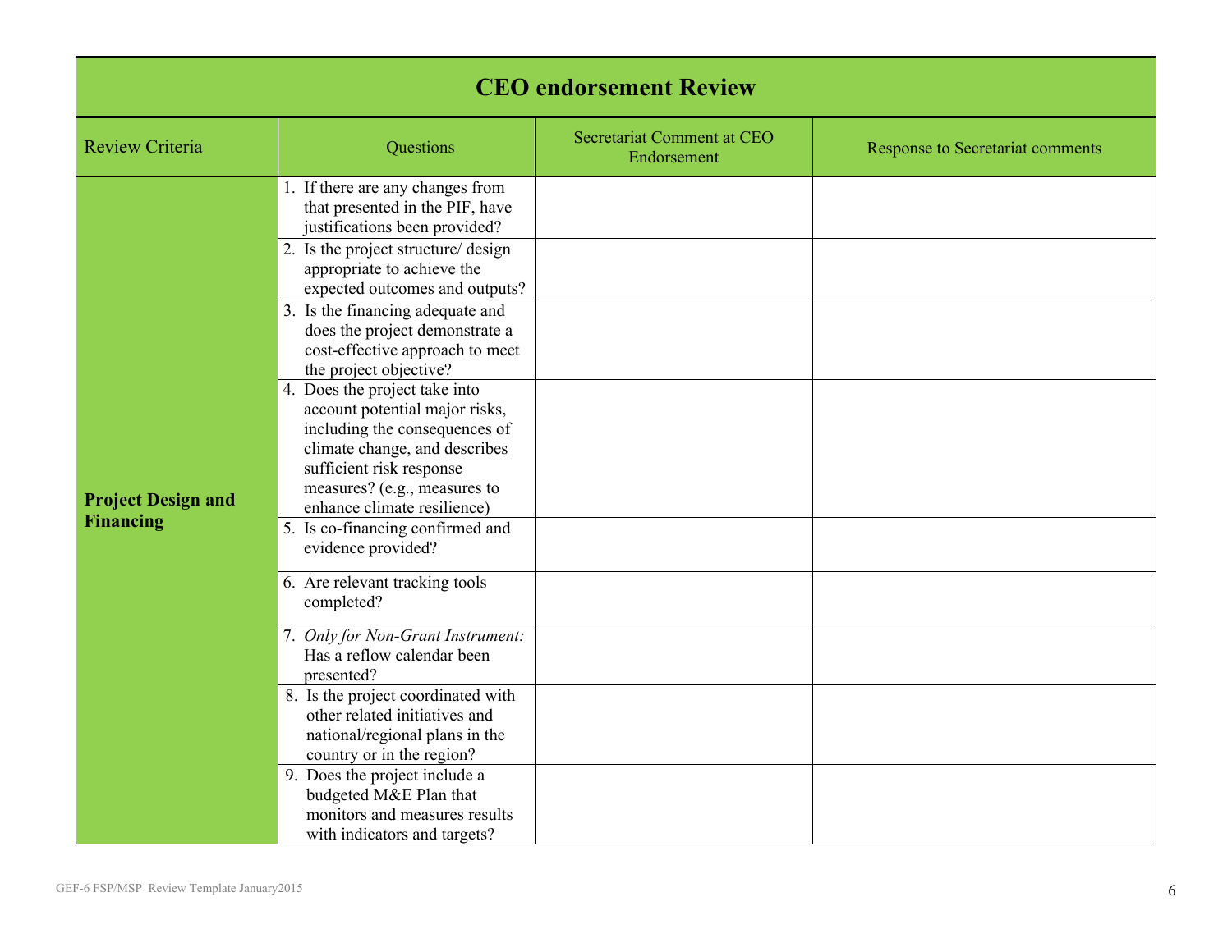| CEO endorsement Review | | | |
|---|---|---|---|
| Review Criteria | Questions | Secretariat Comment at CEO Endorsement | Response to Secretariat comments |
| **Project Design and Financing** | 1. If there are any changes from that presented in the PIF, have justifications been provided? | | |
| | 2. Is the project structure/ design appropriate to achieve the expected outcomes and outputs? | | |
| | 3. Is the financing adequate and does the project demonstrate a cost-effective approach to meet the project objective? | | |
| | 4. Does the project take into account potential major risks, including the consequences of climate change, and describes sufficient risk response measures? (e.g., measures to enhance climate resilience) | | |
| | 5. Is co-financing confirmed and evidence provided? | | |
| | 6. Are relevant tracking tools completed? | | |
| | 7. *Only for Non-Grant Instrument:* Has a reflow calendar been presented? | | |
| | 8. Is the project coordinated with other related initiatives and national/regional plans in the country or in the region? | | |
| | 9. Does the project include a budgeted M&E Plan that monitors and measures results with indicators and targets? | | |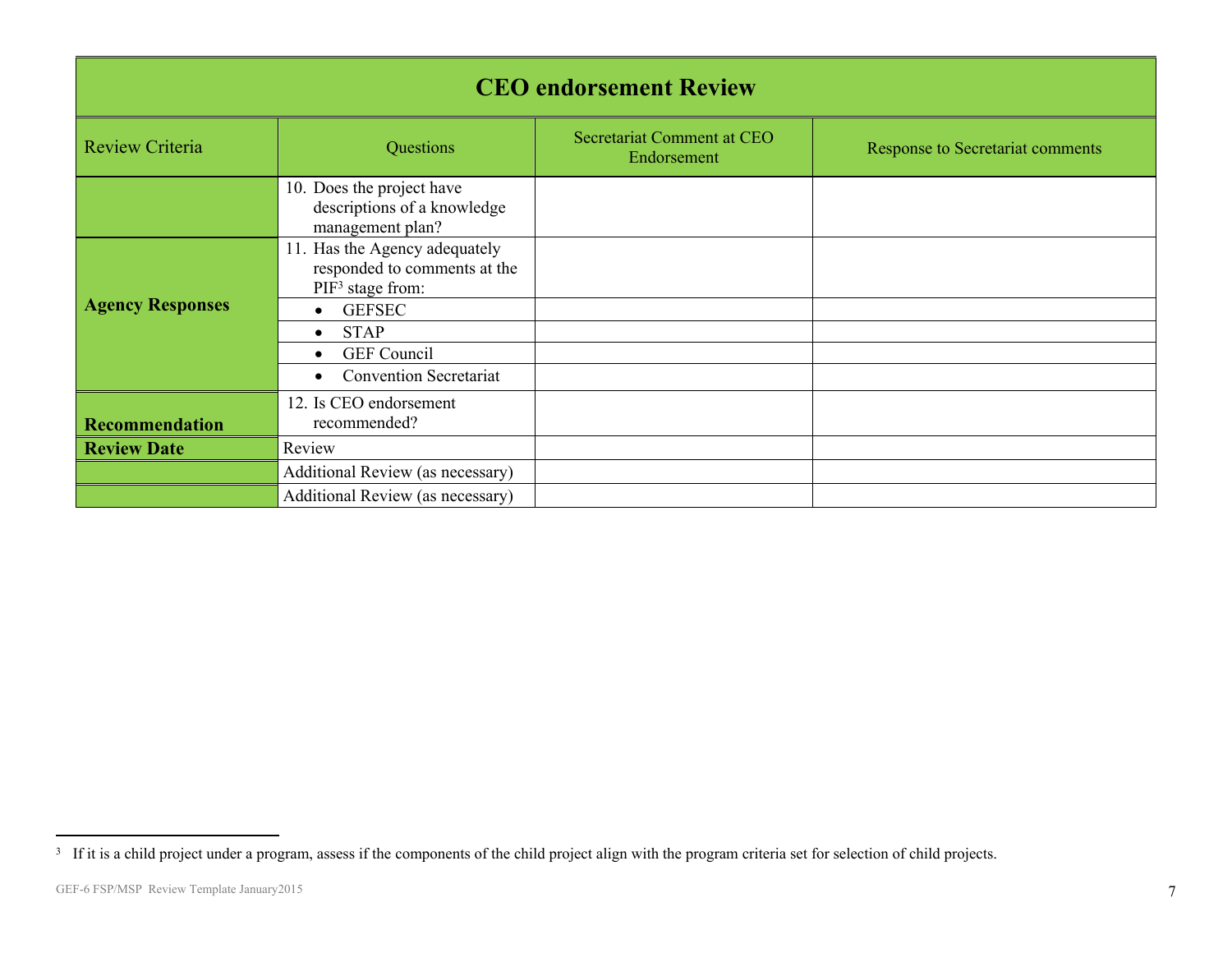| CEO endorsement Review | | | |
|---|---|---|---|
| Review Criteria | Questions | Secretariat Comment at CEO Endorsement | Response to Secretariat comments |
| | 10. Does the project have descriptions of a knowledge management plan? | | |
| **Agency Responses** | 11. Has the Agency adequately responded to comments at the PIF[3] stage from: | | |
| | • GEFSEC | | |
| | • STAP | | |
| | • GEF Council | | |
| | • Convention Secretariat | | |
| **Recommendation** | 12. Is CEO endorsement recommended? | | |
| **Review Date** | Review | | |
| | Additional Review (as necessary) | | |
| | Additional Review (as necessary) | | |

[3] If it is a child project under a program, assess if the components of the child project align with the program criteria set for selection of child projects.